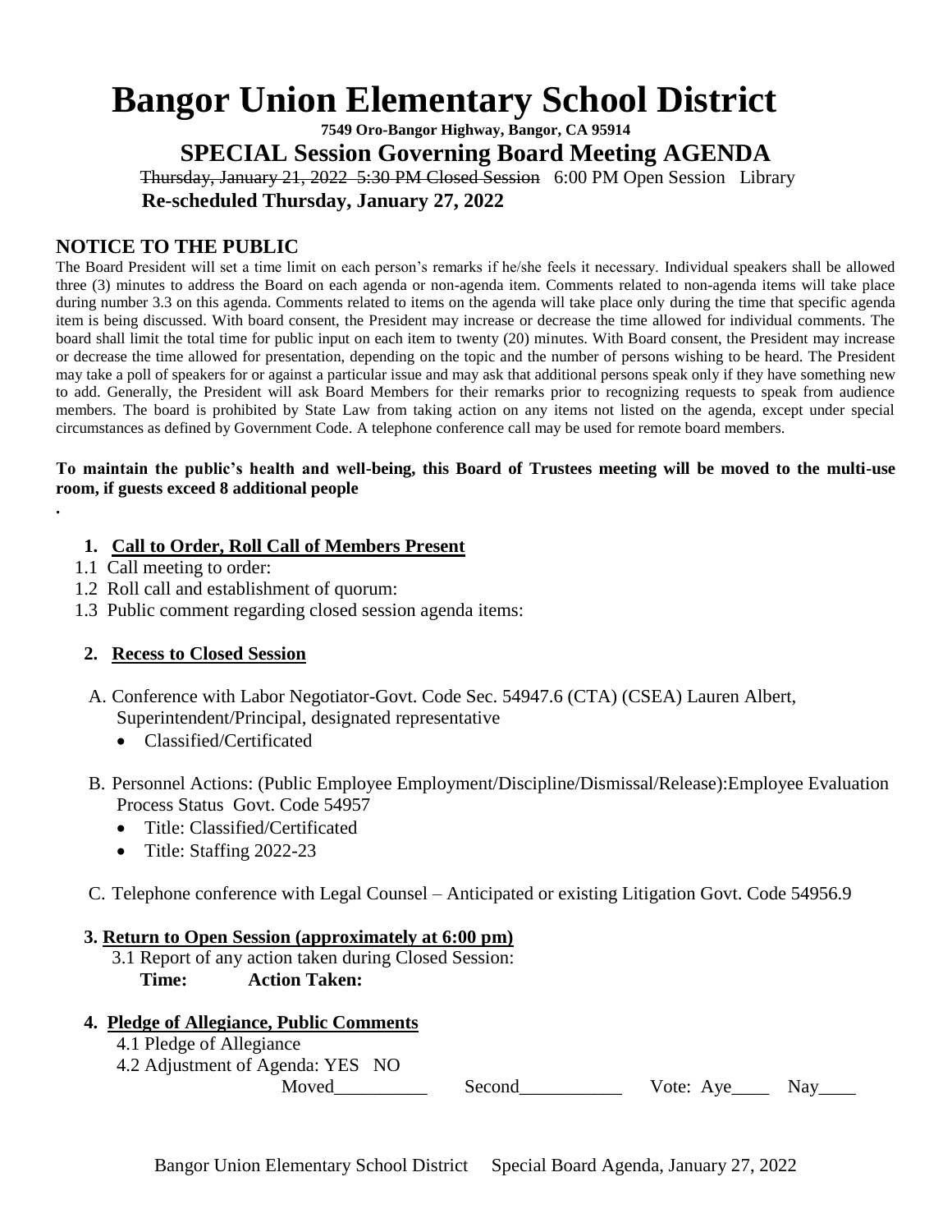# Bangor Union Elementary School District

**7549 Oro-Bangor Highway, Bangor, CA 95914**

## SPECIAL Session Governing Board Meeting AGENDA

~~Thursday, January 21, 2022 5:30 PM Closed Session~~ 6:00 PM Open Session Library

**Re-scheduled Thursday, January 27, 2022**

## NOTICE TO THE PUBLIC

The Board President will set a time limit on each person's remarks if he/she feels it necessary. Individual speakers shall be allowed three (3) minutes to address the Board on each agenda or non-agenda item. Comments related to non-agenda items will take place during number 3.3 on this agenda. Comments related to items on the agenda will take place only during the time that specific agenda item is being discussed. With board consent, the President may increase or decrease the time allowed for individual comments. The board shall limit the total time for public input on each item to twenty (20) minutes. With Board consent, the President may increase or decrease the time allowed for presentation, depending on the topic and the number of persons wishing to be heard. The President may take a poll of speakers for or against a particular issue and may ask that additional persons speak only if they have something new to add. Generally, the President will ask Board Members for their remarks prior to recognizing requests to speak from audience members. The board is prohibited by State Law from taking action on any items not listed on the agenda, except under special circumstances as defined by Government Code. A telephone conference call may be used for remote board members.

**To maintain the public's health and well-being, this Board of Trustees meeting will be moved to the multi-use room, if guests exceed 8 additional people**

.

**1. Call to Order, Roll Call of Members Present**

1.1 Call meeting to order:

1.2 Roll call and establishment of quorum:

1.3 Public comment regarding closed session agenda items:

**2. Recess to Closed Session**

A. Conference with Labor Negotiator-Govt. Code Sec. 54947.6 (CTA) (CSEA) Lauren Albert, Superintendent/Principal, designated representative

- Classified/Certificated

B. Personnel Actions: (Public Employee Employment/Discipline/Dismissal/Release):Employee Evaluation Process Status Govt. Code 54957

- Title: Classified/Certificated
- Title: Staffing 2022-23

C. Telephone conference with Legal Counsel – Anticipated or existing Litigation Govt. Code 54956.9

**3. Return to Open Session (approximately at 6:00 pm)**

3.1 Report of any action taken during Closed Session:

**Time: Action Taken:**

**4. Pledge of Allegiance, Public Comments**

4.1 Pledge of Allegiance

4.2 Adjustment of Agenda: YES NO

Moved__________ Second___________ Vote: Aye____ Nay____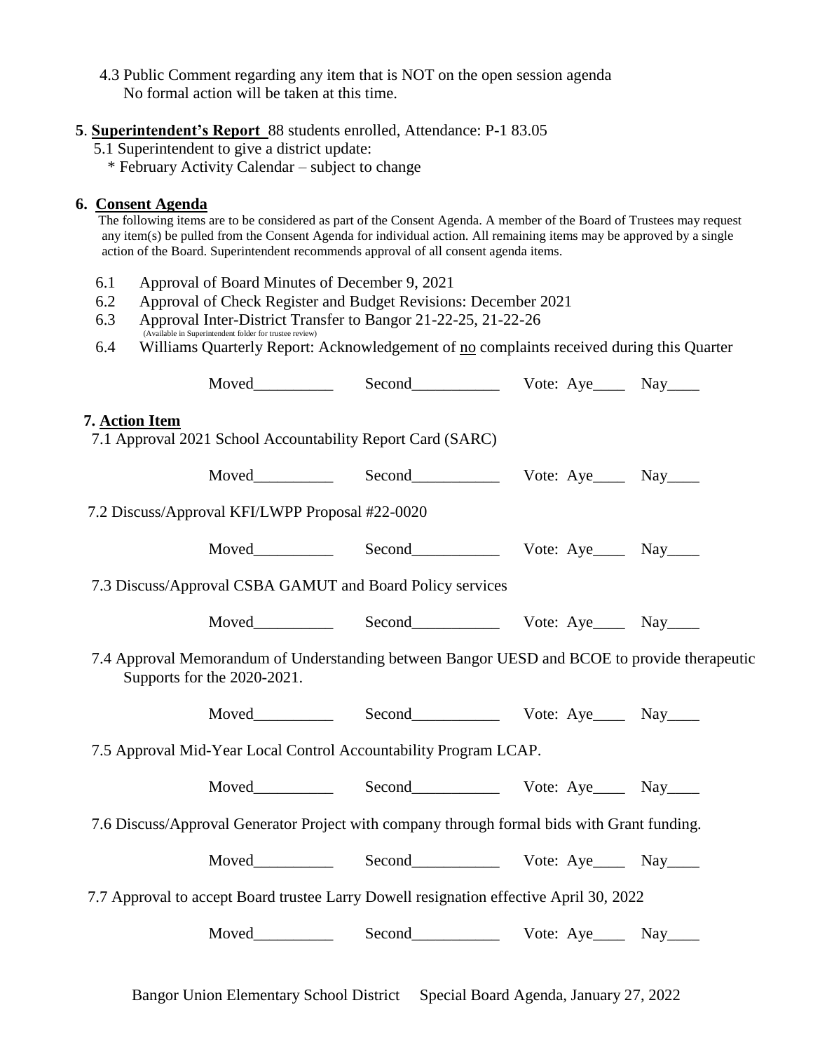4.3 Public Comment regarding any item that is NOT on the open session agenda
No formal action will be taken at this time.

**5**. **Superintendent's Report** 88 students enrolled, Attendance: P-1 83.05

5.1 Superintendent to give a district update:

* February Activity Calendar – subject to change

**6. Consent Agenda**

The following items are to be considered as part of the Consent Agenda. A member of the Board of Trustees may request any item(s) be pulled from the Consent Agenda for individual action. All remaining items may be approved by a single action of the Board. Superintendent recommends approval of all consent agenda items.

6.1 Approval of Board Minutes of December 9, 2021

6.2 Approval of Check Register and Budget Revisions: December 2021

6.3 Approval Inter-District Transfer to Bangor 21-22-25, 21-22-26
(Available in Superintendent folder for trustee review)

6.4 Williams Quarterly Report: Acknowledgement of no complaints received during this Quarter

Moved__________ Second___________ Vote: Aye____ Nay____

**7. Action Item**

7.1 Approval 2021 School Accountability Report Card (SARC)

Moved__________ Second___________ Vote: Aye____ Nay____

7.2 Discuss/Approval KFI/LWPP Proposal #22-0020

Moved__________ Second___________ Vote: Aye____ Nay____

7.3 Discuss/Approval CSBA GAMUT and Board Policy services

Moved__________ Second___________ Vote: Aye____ Nay____

7.4 Approval Memorandum of Understanding between Bangor UESD and BCOE to provide therapeutic Supports for the 2020-2021.

Moved__________ Second___________ Vote: Aye____ Nay____

7.5 Approval Mid-Year Local Control Accountability Program LCAP.

Moved__________ Second___________ Vote: Aye____ Nay____

7.6 Discuss/Approval Generator Project with company through formal bids with Grant funding.

Moved__________ Second___________ Vote: Aye____ Nay____

7.7 Approval to accept Board trustee Larry Dowell resignation effective April 30, 2022

Moved__________ Second___________ Vote: Aye____ Nay____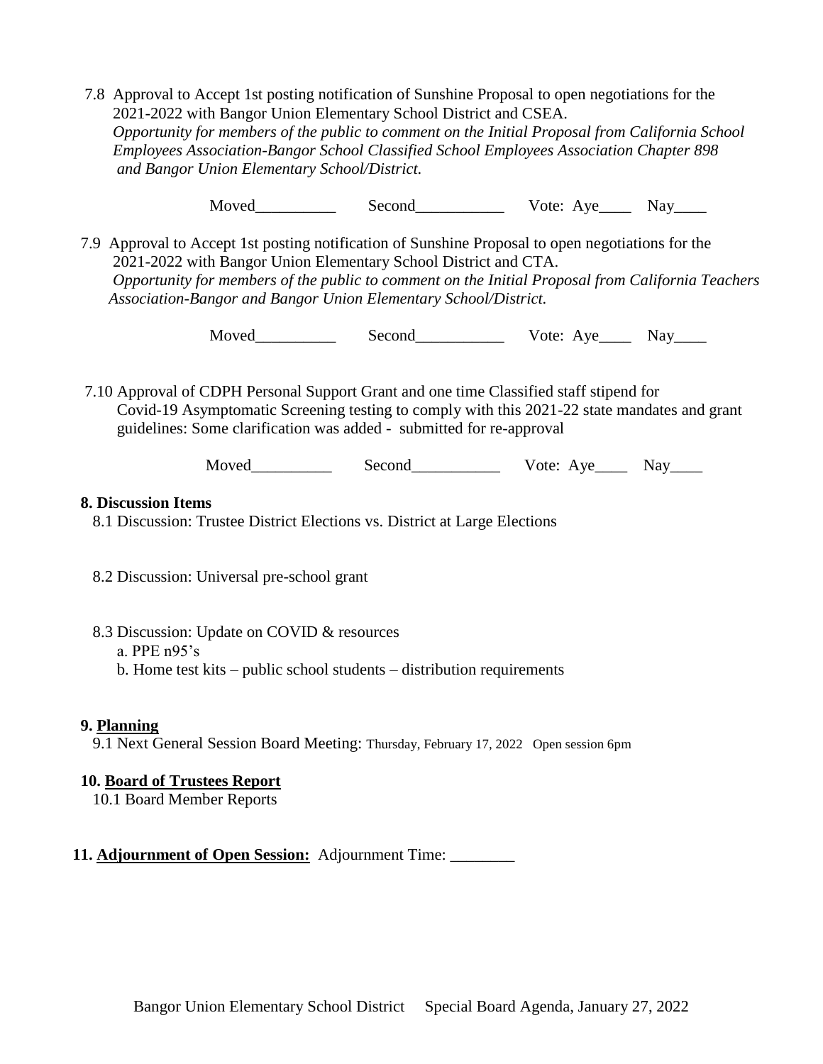7.8 Approval to Accept 1st posting notification of Sunshine Proposal to open negotiations for the 2021-2022 with Bangor Union Elementary School District and CSEA.
*Opportunity for members of the public to comment on the Initial Proposal from California School Employees Association-Bangor School Classified School Employees Association Chapter 898 and Bangor Union Elementary School/District.*

Moved__________ Second___________ Vote: Aye____ Nay____

7.9 Approval to Accept 1st posting notification of Sunshine Proposal to open negotiations for the 2021-2022 with Bangor Union Elementary School District and CTA.
*Opportunity for members of the public to comment on the Initial Proposal from California Teachers Association-Bangor and Bangor Union Elementary School/District.*

Moved__________ Second___________ Vote: Aye____ Nay____

7.10 Approval of CDPH Personal Support Grant and one time Classified staff stipend for Covid-19 Asymptomatic Screening testing to comply with this 2021-22 state mandates and grant guidelines: Some clarification was added - submitted for re-approval

Moved__________ Second___________ Vote: Aye____ Nay____

**8. Discussion Items**

8.1 Discussion: Trustee District Elections vs. District at Large Elections

8.2 Discussion: Universal pre-school grant

8.3 Discussion: Update on COVID & resources

a. PPE n95's

b. Home test kits – public school students – distribution requirements

**9. Planning**

9.1 Next General Session Board Meeting: Thursday, February 17, 2022 Open session 6pm

**10. Board of Trustees Report**

10.1 Board Member Reports

**11. Adjournment of Open Session:** Adjournment Time: ________